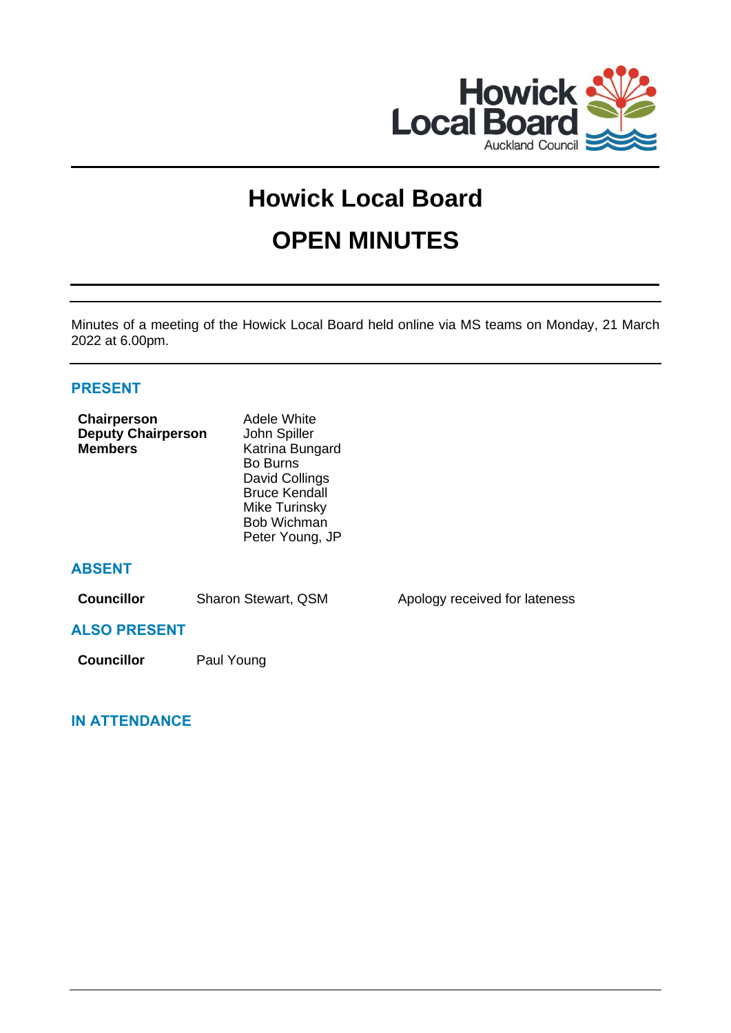# Howick Local Board

# OPEN MINUTES

Minutes of a meeting of the Howick Local Board held online via MS teams on Monday, 21 March 2022 at 6.00pm.

## PRESENT

| | |
|---|---|
| **Chairperson** | Adele White |
| **Deputy Chairperson** | John Spiller |
| **Members** | Katrina Bungard |
| | Bo Burns |
| | David Collings |
| | Bruce Kendall |
| | Mike Turinsky |
| | Bob Wichman |
| | Peter Young, JP |

## ABSENT

| | | |
|---|---|---|
| **Councillor** | Sharon Stewart, QSM | Apology received for lateness |

## ALSO PRESENT

| | |
|---|---|
| **Councillor** | Paul Young |

## IN ATTENDANCE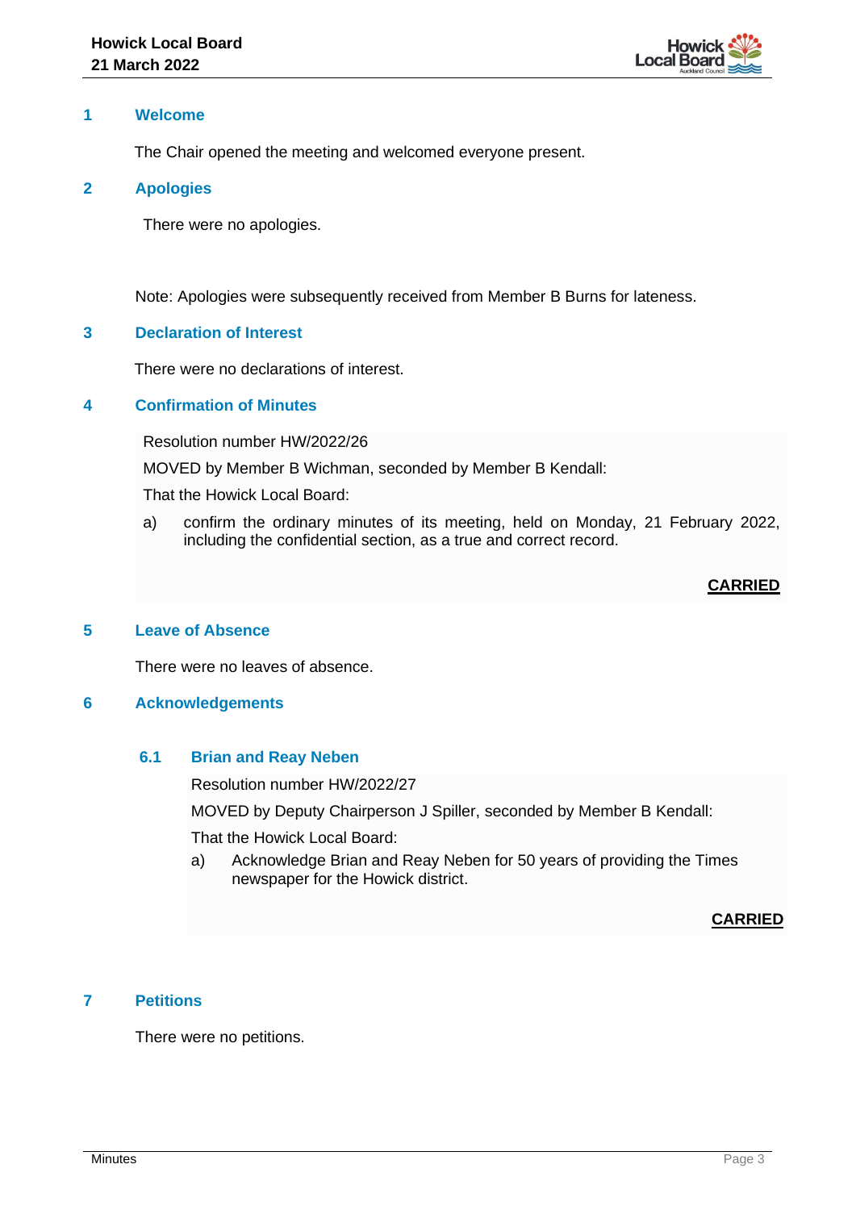## 1 Welcome

The Chair opened the meeting and welcomed everyone present.

## 2 Apologies

There were no apologies.

Note: Apologies were subsequently received from Member B Burns for lateness.

## 3 Declaration of Interest

There were no declarations of interest.

## 4 Confirmation of Minutes

Resolution number HW/2022/26

MOVED by Member B Wichman, seconded by Member B Kendall:

That the Howick Local Board:

a) confirm the ordinary minutes of its meeting, held on Monday, 21 February 2022, including the confidential section, as a true and correct record.

**CARRIED**

## 5 Leave of Absence

There were no leaves of absence.

## 6 Acknowledgements

### 6.1 Brian and Reay Neben

Resolution number HW/2022/27

MOVED by Deputy Chairperson J Spiller, seconded by Member B Kendall:

That the Howick Local Board:

a) Acknowledge Brian and Reay Neben for 50 years of providing the Times newspaper for the Howick district.

**CARRIED**

## 7 Petitions

There were no petitions.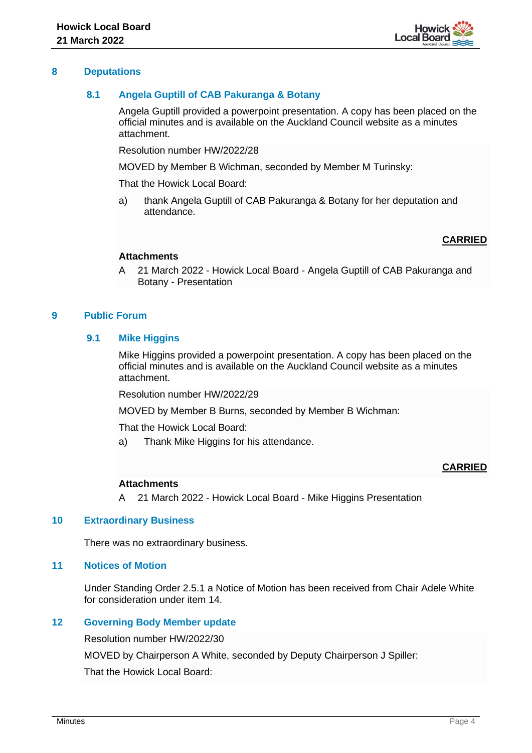## 8 Deputations

### 8.1 Angela Guptill of CAB Pakuranga & Botany

Angela Guptill provided a powerpoint presentation. A copy has been placed on the official minutes and is available on the Auckland Council website as a minutes attachment.

Resolution number HW/2022/28

MOVED by Member B Wichman, seconded by Member M Turinsky:

That the Howick Local Board:

a) thank Angela Guptill of CAB Pakuranga & Botany for her deputation and attendance.

**CARRIED**

**Attachments**

A 21 March 2022 - Howick Local Board - Angela Guptill of CAB Pakuranga and Botany - Presentation

## 9 Public Forum

### 9.1 Mike Higgins

Mike Higgins provided a powerpoint presentation. A copy has been placed on the official minutes and is available on the Auckland Council website as a minutes attachment.

Resolution number HW/2022/29

MOVED by Member B Burns, seconded by Member B Wichman:

That the Howick Local Board:

a) Thank Mike Higgins for his attendance.

**CARRIED**

**Attachments**

A 21 March 2022 - Howick Local Board - Mike Higgins Presentation

## 10 Extraordinary Business

There was no extraordinary business.

## 11 Notices of Motion

Under Standing Order 2.5.1 a Notice of Motion has been received from Chair Adele White for consideration under item 14.

## 12 Governing Body Member update

Resolution number HW/2022/30

MOVED by Chairperson A White, seconded by Deputy Chairperson J Spiller:

That the Howick Local Board: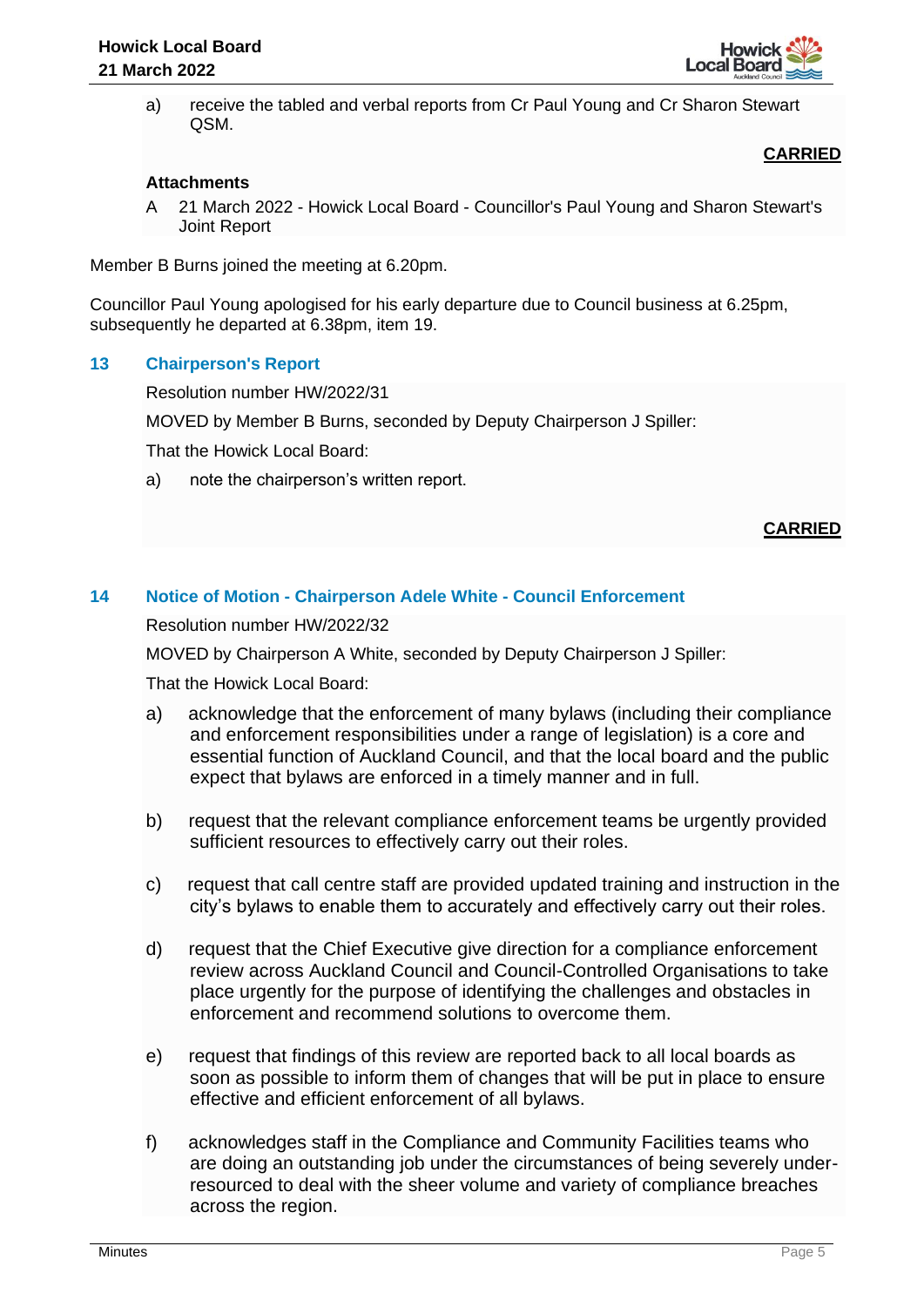a) receive the tabled and verbal reports from Cr Paul Young and Cr Sharon Stewart QSM.

**CARRIED**

**Attachments**

A 21 March 2022 - Howick Local Board - Councillor's Paul Young and Sharon Stewart's Joint Report

Member B Burns joined the meeting at 6.20pm.

Councillor Paul Young apologised for his early departure due to Council business at 6.25pm, subsequently he departed at 6.38pm, item 19.

## 13 Chairperson's Report

Resolution number HW/2022/31

MOVED by Member B Burns, seconded by Deputy Chairperson J Spiller:

That the Howick Local Board:

a) note the chairperson's written report.

**CARRIED**

## 14 Notice of Motion - Chairperson Adele White - Council Enforcement

Resolution number HW/2022/32

MOVED by Chairperson A White, seconded by Deputy Chairperson J Spiller:

That the Howick Local Board:

a) acknowledge that the enforcement of many bylaws (including their compliance and enforcement responsibilities under a range of legislation) is a core and essential function of Auckland Council, and that the local board and the public expect that bylaws are enforced in a timely manner and in full.

b) request that the relevant compliance enforcement teams be urgently provided sufficient resources to effectively carry out their roles.

c) request that call centre staff are provided updated training and instruction in the city's bylaws to enable them to accurately and effectively carry out their roles.

d) request that the Chief Executive give direction for a compliance enforcement review across Auckland Council and Council-Controlled Organisations to take place urgently for the purpose of identifying the challenges and obstacles in enforcement and recommend solutions to overcome them.

e) request that findings of this review are reported back to all local boards as soon as possible to inform them of changes that will be put in place to ensure effective and efficient enforcement of all bylaws.

f) acknowledges staff in the Compliance and Community Facilities teams who are doing an outstanding job under the circumstances of being severely under-resourced to deal with the sheer volume and variety of compliance breaches across the region.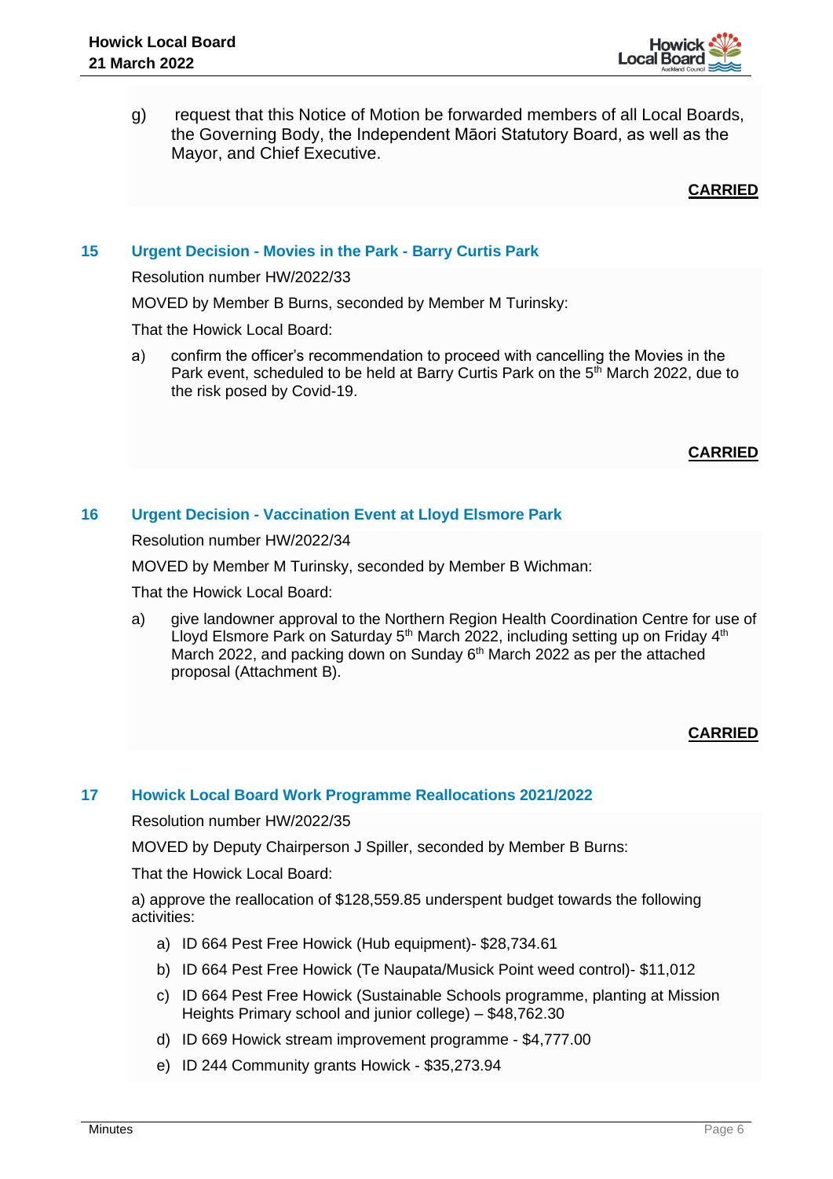g) request that this Notice of Motion be forwarded members of all Local Boards, the Governing Body, the Independent Māori Statutory Board, as well as the Mayor, and Chief Executive.

**CARRIED**

## 15 Urgent Decision - Movies in the Park - Barry Curtis Park

Resolution number HW/2022/33

MOVED by Member B Burns, seconded by Member M Turinsky:

That the Howick Local Board:

a) confirm the officer's recommendation to proceed with cancelling the Movies in the Park event, scheduled to be held at Barry Curtis Park on the 5th March 2022, due to the risk posed by Covid-19.

**CARRIED**

## 16 Urgent Decision - Vaccination Event at Lloyd Elsmore Park

Resolution number HW/2022/34

MOVED by Member M Turinsky, seconded by Member B Wichman:

That the Howick Local Board:

a) give landowner approval to the Northern Region Health Coordination Centre for use of Lloyd Elsmore Park on Saturday 5th March 2022, including setting up on Friday 4th March 2022, and packing down on Sunday 6th March 2022 as per the attached proposal (Attachment B).

**CARRIED**

## 17 Howick Local Board Work Programme Reallocations 2021/2022

Resolution number HW/2022/35

MOVED by Deputy Chairperson J Spiller, seconded by Member B Burns:

That the Howick Local Board:

a) approve the reallocation of $128,559.85 underspent budget towards the following activities:

a) ID 664 Pest Free Howick (Hub equipment)- $28,734.61

b) ID 664 Pest Free Howick (Te Naupata/Musick Point weed control)- $11,012

c) ID 664 Pest Free Howick (Sustainable Schools programme, planting at Mission Heights Primary school and junior college) – $48,762.30

d) ID 669 Howick stream improvement programme - $4,777.00

e) ID 244 Community grants Howick - $35,273.94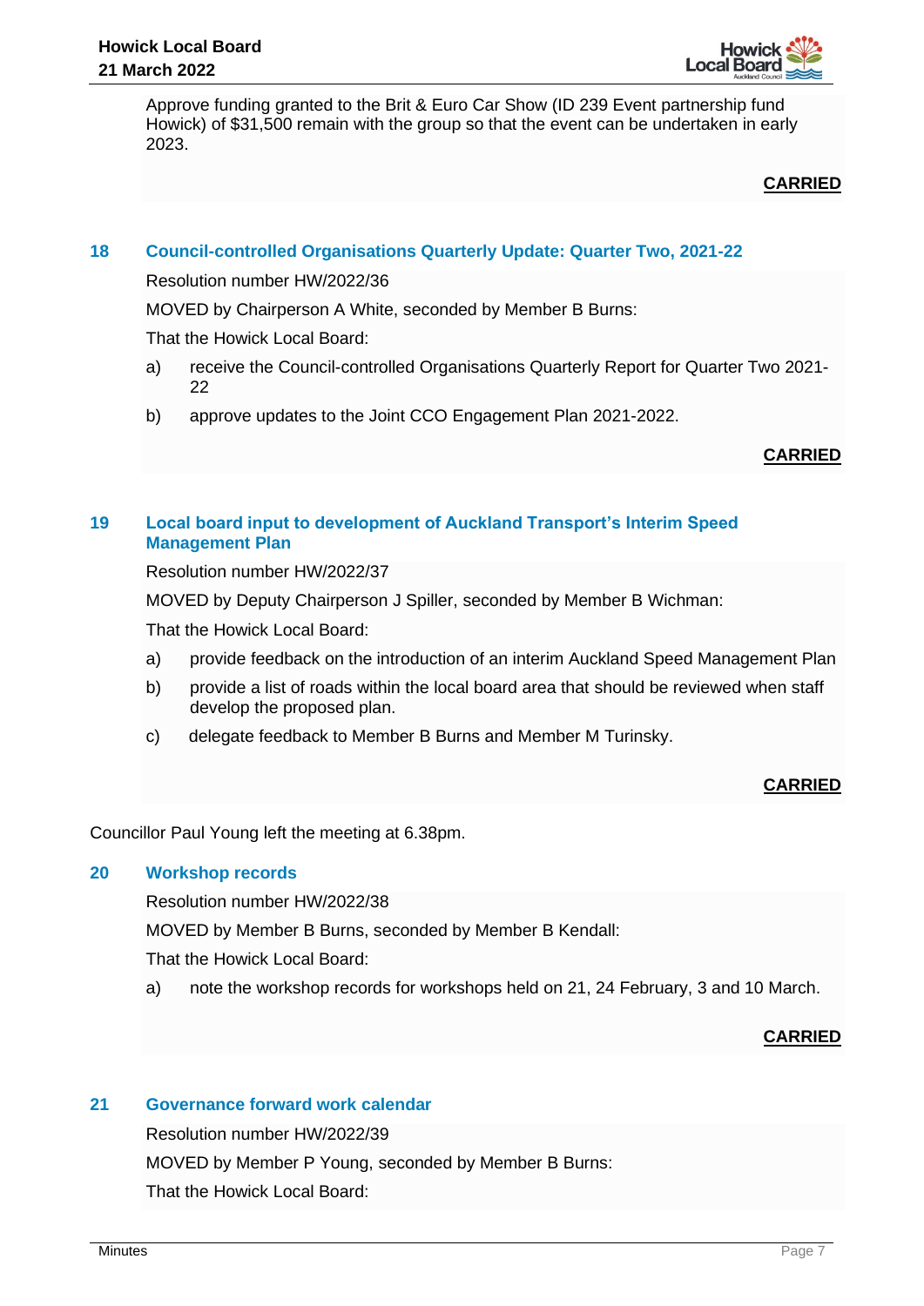Approve funding granted to the Brit & Euro Car Show (ID 239 Event partnership fund Howick) of $31,500 remain with the group so that the event can be undertaken in early 2023.

**CARRIED**

## 18 Council-controlled Organisations Quarterly Update: Quarter Two, 2021-22

Resolution number HW/2022/36

MOVED by Chairperson A White, seconded by Member B Burns:

That the Howick Local Board:

a) receive the Council-controlled Organisations Quarterly Report for Quarter Two 2021-22

b) approve updates to the Joint CCO Engagement Plan 2021-2022.

**CARRIED**

## 19 Local board input to development of Auckland Transport's Interim Speed Management Plan

Resolution number HW/2022/37

MOVED by Deputy Chairperson J Spiller, seconded by Member B Wichman:

That the Howick Local Board:

a) provide feedback on the introduction of an interim Auckland Speed Management Plan

b) provide a list of roads within the local board area that should be reviewed when staff develop the proposed plan.

c) delegate feedback to Member B Burns and Member M Turinsky.

**CARRIED**

Councillor Paul Young left the meeting at 6.38pm.

## 20 Workshop records

Resolution number HW/2022/38

MOVED by Member B Burns, seconded by Member B Kendall:

That the Howick Local Board:

a) note the workshop records for workshops held on 21, 24 February, 3 and 10 March.

**CARRIED**

## 21 Governance forward work calendar

Resolution number HW/2022/39

MOVED by Member P Young, seconded by Member B Burns:

That the Howick Local Board: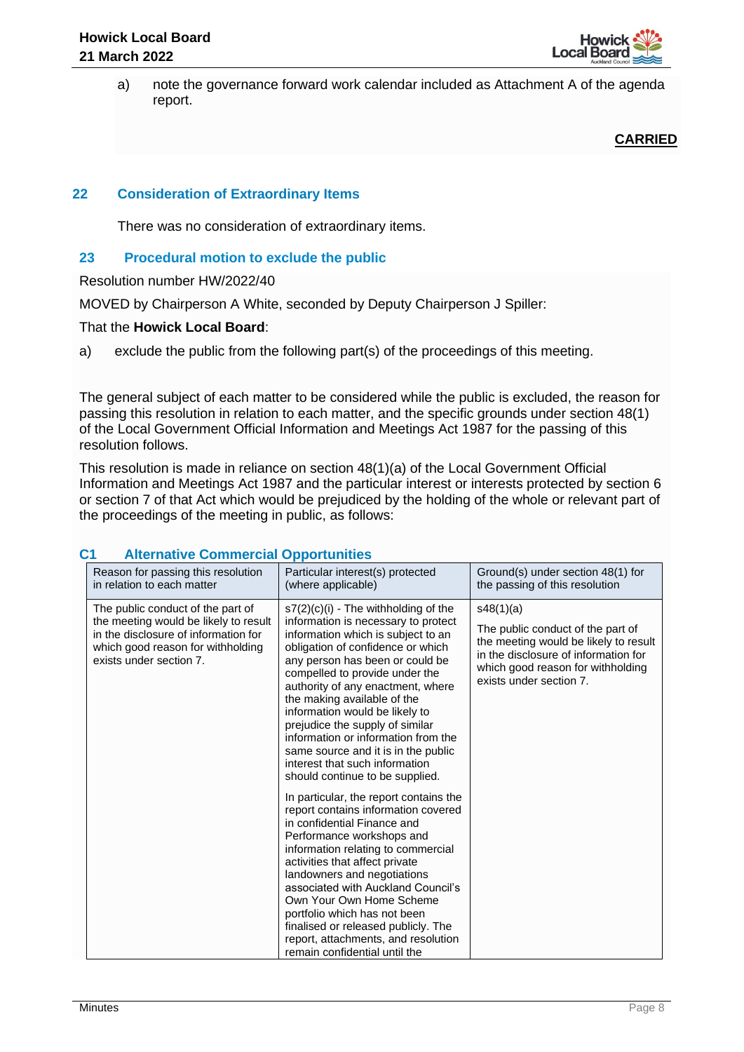a) note the governance forward work calendar included as Attachment A of the agenda report.

**CARRIED**

## 22 Consideration of Extraordinary Items

There was no consideration of extraordinary items.

## 23 Procedural motion to exclude the public

Resolution number HW/2022/40

MOVED by Chairperson A White, seconded by Deputy Chairperson J Spiller:

That the **Howick Local Board**:

a) exclude the public from the following part(s) of the proceedings of this meeting.

The general subject of each matter to be considered while the public is excluded, the reason for passing this resolution in relation to each matter, and the specific grounds under section 48(1) of the Local Government Official Information and Meetings Act 1987 for the passing of this resolution follows.

This resolution is made in reliance on section 48(1)(a) of the Local Government Official Information and Meetings Act 1987 and the particular interest or interests protected by section 6 or section 7 of that Act which would be prejudiced by the holding of the whole or relevant part of the proceedings of the meeting in public, as follows:

### C1 Alternative Commercial Opportunities

| Reason for passing this resolution in relation to each matter | Particular interest(s) protected (where applicable) | Ground(s) under section 48(1) for the passing of this resolution |
|---|---|---|
| The public conduct of the part of the meeting would be likely to result in the disclosure of information for which good reason for withholding exists under section 7. | s7(2)(c)(i) - The withholding of the information is necessary to protect information which is subject to an obligation of confidence or which any person has been or could be compelled to provide under the authority of any enactment, where the making available of the information would be likely to prejudice the supply of similar information or information from the same source and it is in the public interest that such information should continue to be supplied.<br><br>In particular, the report contains the report contains information covered in confidential Finance and Performance workshops and information relating to commercial activities that affect private landowners and negotiations associated with Auckland Council's Own Your Own Home Scheme portfolio which has not been finalised or released publicly. The report, attachments, and resolution remain confidential until the | s48(1)(a)<br><br>The public conduct of the part of the meeting would be likely to result in the disclosure of information for which good reason for withholding exists under section 7. |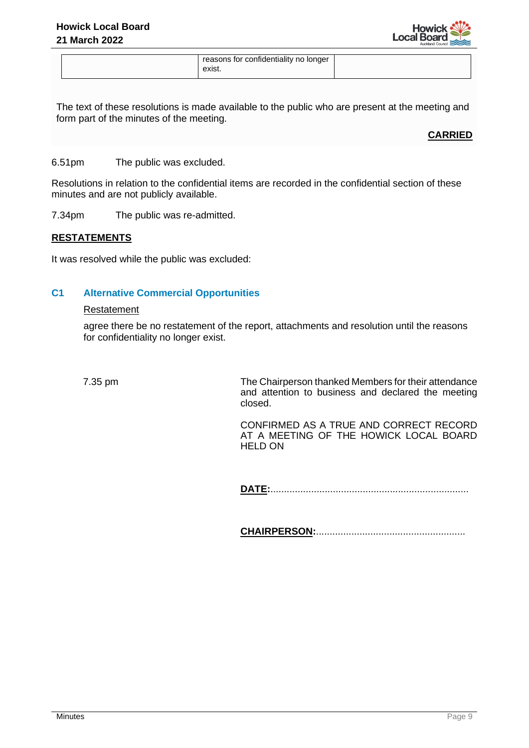| | | |
|---|---|---|
| | reasons for confidentiality no longer exist. | |

The text of these resolutions is made available to the public who are present at the meeting and form part of the minutes of the meeting.

**CARRIED**

6.51pm The public was excluded.

Resolutions in relation to the confidential items are recorded in the confidential section of these minutes and are not publicly available.

7.34pm The public was re-admitted.

**RESTATEMENTS**

It was resolved while the public was excluded:

### C1 Alternative Commercial Opportunities

Restatement

agree there be no restatement of the report, attachments and resolution until the reasons for confidentiality no longer exist.

7.35 pm The Chairperson thanked Members for their attendance and attention to business and declared the meeting closed.

CONFIRMED AS A TRUE AND CORRECT RECORD AT A MEETING OF THE HOWICK LOCAL BOARD HELD ON

**DATE:**.........................................................................

**CHAIRPERSON:**.......................................................